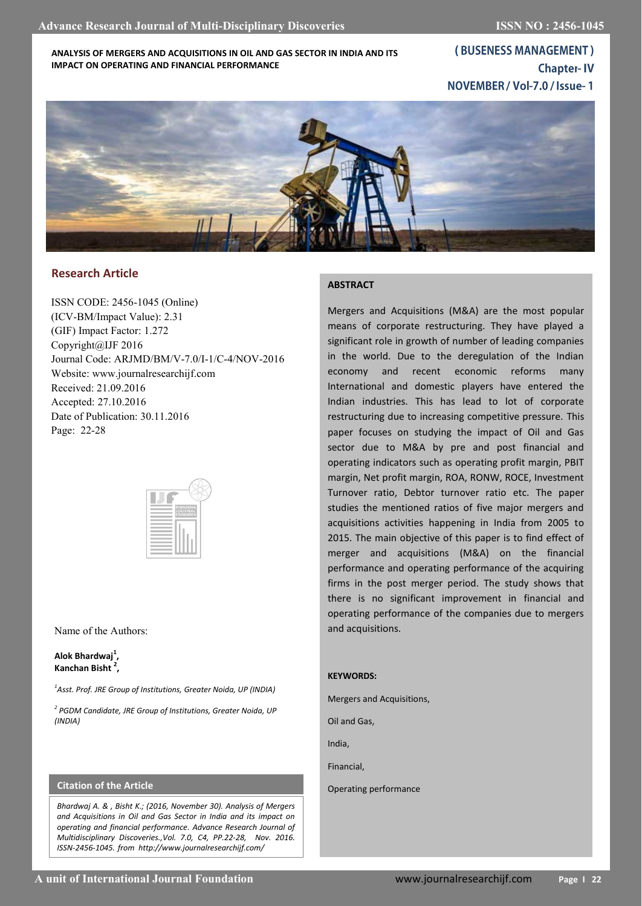# ANALYSIS OF MERGERS AND ACQUISITIONS IN OIL AND GAS SECTOR IN INDIA AND ITS IMPACT ON OPERATING AND FINANCIAL PERFORMANCE

**( BUSENESS MANAGEMENT )**
**Chapter- IV**
**NOVEMBER / Vol-7.0 / Issue- 1**

## Research Article

ISSN CODE: 2456-1045 (Online)
(ICV-BM/Impact Value): 2.31
(GIF) Impact Factor: 1.272
Copyright@IJF 2016
Journal Code: ARJMD/BM/V-7.0/I-1/C-4/NOV-2016
Website: www.journalresearchijf.com
Received: 21.09.2016
Accepted: 27.10.2016
Date of Publication: 30.11.2016
Page: 22-28

Name of the Authors:

**Alok Bhardwaj[1],**
**Kanchan Bisht [2],**

*[1]Asst. Prof. JRE Group of Institutions, Greater Noida, UP (INDIA)*

*[2] PGDM Candidate, JRE Group of Institutions, Greater Noida, UP (INDIA)*

### Citation of the Article

*Bhardwaj A. & , Bisht K.; (2016, November 30). Analysis of Mergers and Acquisitions in Oil and Gas Sector in India and its impact on operating and financial performance. Advance Research Journal of Multidisciplinary Discoveries.,Vol. 7.0, C4, PP.22-28, Nov. 2016. ISSN-2456-1045. from http://www.journalresearchijf.com/*

### ABSTRACT

Mergers and Acquisitions (M&A) are the most popular means of corporate restructuring. They have played a significant role in growth of number of leading companies in the world. Due to the deregulation of the Indian economy and recent economic reforms many International and domestic players have entered the Indian industries. This has lead to lot of corporate restructuring due to increasing competitive pressure. This paper focuses on studying the impact of Oil and Gas sector due to M&A by pre and post financial and operating indicators such as operating profit margin, PBIT margin, Net profit margin, ROA, RONW, ROCE, Investment Turnover ratio, Debtor turnover ratio etc. The paper studies the mentioned ratios of five major mergers and acquisitions activities happening in India from 2005 to 2015. The main objective of this paper is to find effect of merger and acquisitions (M&A) on the financial performance and operating performance of the acquiring firms in the post merger period. The study shows that there is no significant improvement in financial and operating performance of the companies due to mergers and acquisitions.

**KEYWORDS:**

Mergers and Acquisitions,

Oil and Gas,

India,

Financial,

Operating performance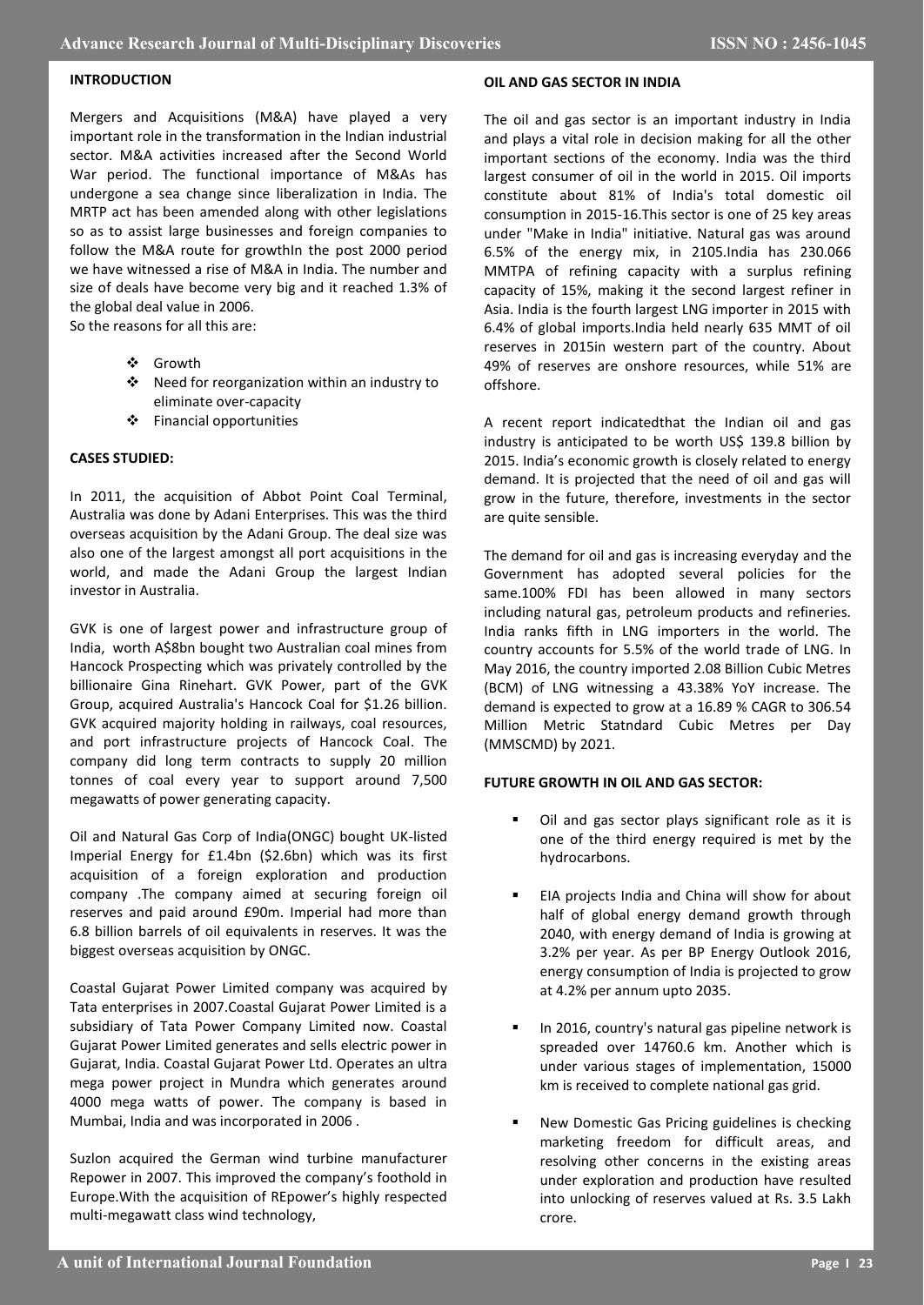## INTRODUCTION

Mergers and Acquisitions (M&A) have played a very important role in the transformation in the Indian industrial sector. M&A activities increased after the Second World War period. The functional importance of M&As has undergone a sea change since liberalization in India. The MRTP act has been amended along with other legislations so as to assist large businesses and foreign companies to follow the M&A route for growthIn the post 2000 period we have witnessed a rise of M&A in India. The number and size of deals have become very big and it reached 1.3% of the global deal value in 2006.
So the reasons for all this are:

- Growth
- Need for reorganization within an industry to eliminate over-capacity
- Financial opportunities

## CASES STUDIED:

In 2011, the acquisition of Abbot Point Coal Terminal, Australia was done by Adani Enterprises. This was the third overseas acquisition by the Adani Group. The deal size was also one of the largest amongst all port acquisitions in the world, and made the Adani Group the largest Indian investor in Australia.

GVK is one of largest power and infrastructure group of India, worth A$8bn bought two Australian coal mines from Hancock Prospecting which was privately controlled by the billionaire Gina Rinehart. GVK Power, part of the GVK Group, acquired Australia's Hancock Coal for $1.26 billion. GVK acquired majority holding in railways, coal resources, and port infrastructure projects of Hancock Coal. The company did long term contracts to supply 20 million tonnes of coal every year to support around 7,500 megawatts of power generating capacity.

Oil and Natural Gas Corp of India(ONGC) bought UK-listed Imperial Energy for £1.4bn ($2.6bn) which was its first acquisition of a foreign exploration and production company .The company aimed at securing foreign oil reserves and paid around £90m. Imperial had more than 6.8 billion barrels of oil equivalents in reserves. It was the biggest overseas acquisition by ONGC.

Coastal Gujarat Power Limited company was acquired by Tata enterprises in 2007.Coastal Gujarat Power Limited is a subsidiary of Tata Power Company Limited now. Coastal Gujarat Power Limited generates and sells electric power in Gujarat, India. Coastal Gujarat Power Ltd. Operates an ultra mega power project in Mundra which generates around 4000 mega watts of power. The company is based in Mumbai, India and was incorporated in 2006 .

Suzlon acquired the German wind turbine manufacturer Repower in 2007. This improved the company's foothold in Europe.With the acquisition of REpower's highly respected multi-megawatt class wind technology,

## OIL AND GAS SECTOR IN INDIA

The oil and gas sector is an important industry in India and plays a vital role in decision making for all the other important sections of the economy. India was the third largest consumer of oil in the world in 2015. Oil imports constitute about 81% of India's total domestic oil consumption in 2015-16.This sector is one of 25 key areas under "Make in India" initiative. Natural gas was around 6.5% of the energy mix, in 2105.India has 230.066 MMTPA of refining capacity with a surplus refining capacity of 15%, making it the second largest refiner in Asia. India is the fourth largest LNG importer in 2015 with 6.4% of global imports.India held nearly 635 MMT of oil reserves in 2015in western part of the country. About 49% of reserves are onshore resources, while 51% are offshore.

A recent report indicatedthat the Indian oil and gas industry is anticipated to be worth US$ 139.8 billion by 2015. India's economic growth is closely related to energy demand. It is projected that the need of oil and gas will grow in the future, therefore, investments in the sector are quite sensible.

The demand for oil and gas is increasing everyday and the Government has adopted several policies for the same.100% FDI has been allowed in many sectors including natural gas, petroleum products and refineries. India ranks fifth in LNG importers in the world. The country accounts for 5.5% of the world trade of LNG. In May 2016, the country imported 2.08 Billion Cubic Metres (BCM) of LNG witnessing a 43.38% YoY increase. The demand is expected to grow at a 16.89 % CAGR to 306.54 Million Metric Statndard Cubic Metres per Day (MMSCMD) by 2021.

## FUTURE GROWTH IN OIL AND GAS SECTOR:

- Oil and gas sector plays significant role as it is one of the third energy required is met by the hydrocarbons.
- EIA projects India and China will show for about half of global energy demand growth through 2040, with energy demand of India is growing at 3.2% per year. As per BP Energy Outlook 2016, energy consumption of India is projected to grow at 4.2% per annum upto 2035.
- In 2016, country's natural gas pipeline network is spreaded over 14760.6 km. Another which is under various stages of implementation, 15000 km is received to complete national gas grid.
- New Domestic Gas Pricing guidelines is checking marketing freedom for difficult areas, and resolving other concerns in the existing areas under exploration and production have resulted into unlocking of reserves valued at Rs. 3.5 Lakh crore.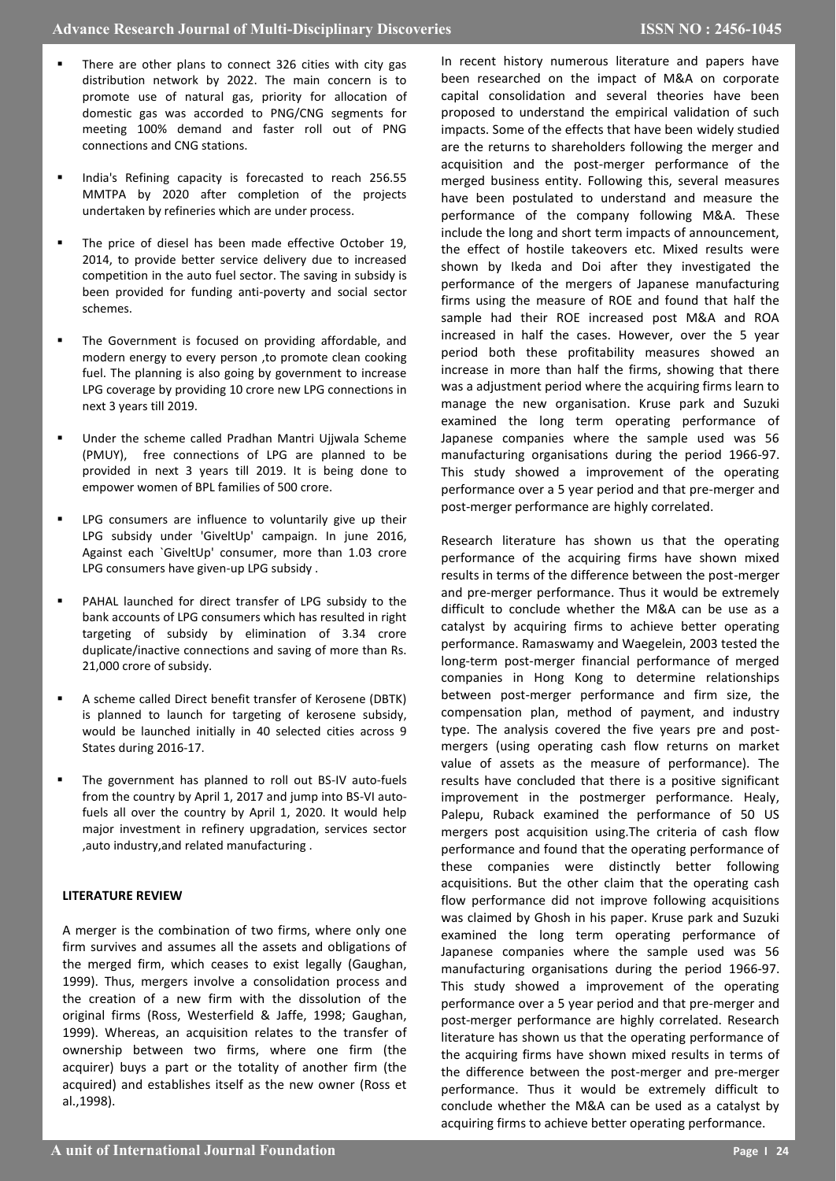- There are other plans to connect 326 cities with city gas distribution network by 2022. The main concern is to promote use of natural gas, priority for allocation of domestic gas was accorded to PNG/CNG segments for meeting 100% demand and faster roll out of PNG connections and CNG stations.

- India's Refining capacity is forecasted to reach 256.55 MMTPA by 2020 after completion of the projects undertaken by refineries which are under process.

- The price of diesel has been made effective October 19, 2014, to provide better service delivery due to increased competition in the auto fuel sector. The saving in subsidy is been provided for funding anti-poverty and social sector schemes.

- The Government is focused on providing affordable, and modern energy to every person ,to promote clean cooking fuel. The planning is also going by government to increase LPG coverage by providing 10 crore new LPG connections in next 3 years till 2019.

- Under the scheme called Pradhan Mantri Ujjwala Scheme (PMUY), free connections of LPG are planned to be provided in next 3 years till 2019. It is being done to empower women of BPL families of 500 crore.

- LPG consumers are influence to voluntarily give up their LPG subsidy under 'GiveItUp' campaign. In june 2016, Against each `GiveItUp' consumer, more than 1.03 crore LPG consumers have given-up LPG subsidy .

- PAHAL launched for direct transfer of LPG subsidy to the bank accounts of LPG consumers which has resulted in right targeting of subsidy by elimination of 3.34 crore duplicate/inactive connections and saving of more than Rs. 21,000 crore of subsidy.

- A scheme called Direct benefit transfer of Kerosene (DBTK) is planned to launch for targeting of kerosene subsidy, would be launched initially in 40 selected cities across 9 States during 2016-17.

- The government has planned to roll out BS-IV auto-fuels from the country by April 1, 2017 and jump into BS-VI auto-fuels all over the country by April 1, 2020. It would help major investment in refinery upgradation, services sector ,auto industry,and related manufacturing .

**LITERATURE REVIEW**

A merger is the combination of two firms, where only one firm survives and assumes all the assets and obligations of the merged firm, which ceases to exist legally (Gaughan, 1999). Thus, mergers involve a consolidation process and the creation of a new firm with the dissolution of the original firms (Ross, Westerfield & Jaffe, 1998; Gaughan, 1999). Whereas, an acquisition relates to the transfer of ownership between two firms, where one firm (the acquirer) buys a part or the totality of another firm (the acquired) and establishes itself as the new owner (Ross et al.,1998).

In recent history numerous literature and papers have been researched on the impact of M&A on corporate capital consolidation and several theories have been proposed to understand the empirical validation of such impacts. Some of the effects that have been widely studied are the returns to shareholders following the merger and acquisition and the post-merger performance of the merged business entity. Following this, several measures have been postulated to understand and measure the performance of the company following M&A. These include the long and short term impacts of announcement, the effect of hostile takeovers etc. Mixed results were shown by Ikeda and Doi after they investigated the performance of the mergers of Japanese manufacturing firms using the measure of ROE and found that half the sample had their ROE increased post M&A and ROA increased in half the cases. However, over the 5 year period both these profitability measures showed an increase in more than half the firms, showing that there was a adjustment period where the acquiring firms learn to manage the new organisation. Kruse park and Suzuki examined the long term operating performance of Japanese companies where the sample used was 56 manufacturing organisations during the period 1966-97. This study showed a improvement of the operating performance over a 5 year period and that pre-merger and post-merger performance are highly correlated.

Research literature has shown us that the operating performance of the acquiring firms have shown mixed results in terms of the difference between the post-merger and pre-merger performance. Thus it would be extremely difficult to conclude whether the M&A can be use as a catalyst by acquiring firms to achieve better operating performance. Ramaswamy and Waegelein, 2003 tested the long-term post-merger financial performance of merged companies in Hong Kong to determine relationships between post-merger performance and firm size, the compensation plan, method of payment, and industry type. The analysis covered the five years pre and post-mergers (using operating cash flow returns on market value of assets as the measure of performance). The results have concluded that there is a positive significant improvement in the postmerger performance. Healy, Palepu, Ruback examined the performance of 50 US mergers post acquisition using.The criteria of cash flow performance and found that the operating performance of these companies were distinctly better following acquisitions. But the other claim that the operating cash flow performance did not improve following acquisitions was claimed by Ghosh in his paper. Kruse park and Suzuki examined the long term operating performance of Japanese companies where the sample used was 56 manufacturing organisations during the period 1966-97. This study showed a improvement of the operating performance over a 5 year period and that pre-merger and post-merger performance are highly correlated. Research literature has shown us that the operating performance of the acquiring firms have shown mixed results in terms of the difference between the post-merger and pre-merger performance. Thus it would be extremely difficult to conclude whether the M&A can be used as a catalyst by acquiring firms to achieve better operating performance.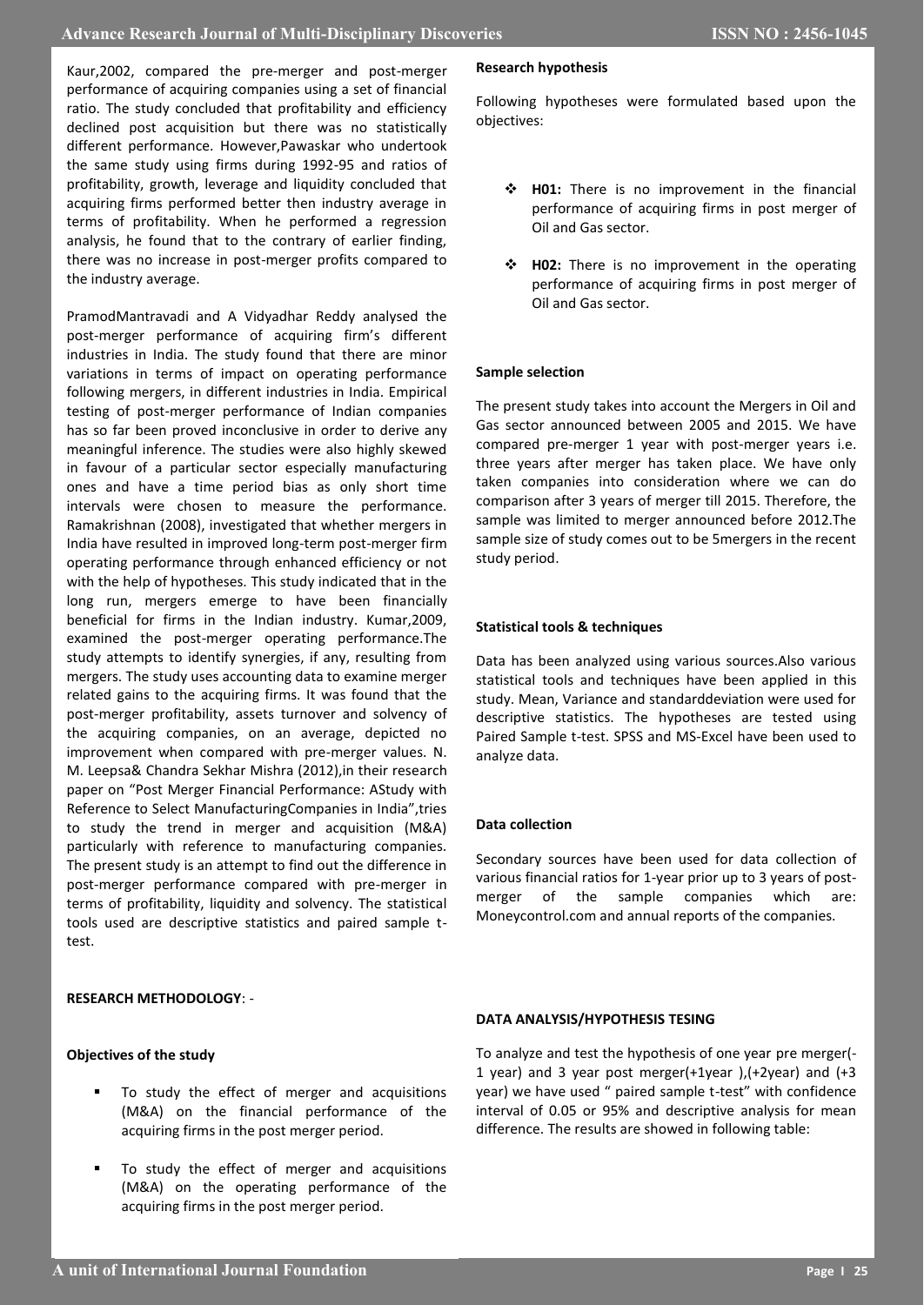Kaur,2002, compared the pre-merger and post-merger performance of acquiring companies using a set of financial ratio. The study concluded that profitability and efficiency declined post acquisition but there was no statistically different performance. However,Pawaskar who undertook the same study using firms during 1992-95 and ratios of profitability, growth, leverage and liquidity concluded that acquiring firms performed better then industry average in terms of profitability. When he performed a regression analysis, he found that to the contrary of earlier finding, there was no increase in post-merger profits compared to the industry average.

PramodMantravadi and A Vidyadhar Reddy analysed the post-merger performance of acquiring firm's different industries in India. The study found that there are minor variations in terms of impact on operating performance following mergers, in different industries in India. Empirical testing of post-merger performance of Indian companies has so far been proved inconclusive in order to derive any meaningful inference. The studies were also highly skewed in favour of a particular sector especially manufacturing ones and have a time period bias as only short time intervals were chosen to measure the performance. Ramakrishnan (2008), investigated that whether mergers in India have resulted in improved long-term post-merger firm operating performance through enhanced efficiency or not with the help of hypotheses. This study indicated that in the long run, mergers emerge to have been financially beneficial for firms in the Indian industry. Kumar,2009, examined the post-merger operating performance.The study attempts to identify synergies, if any, resulting from mergers. The study uses accounting data to examine merger related gains to the acquiring firms. It was found that the post-merger profitability, assets turnover and solvency of the acquiring companies, on an average, depicted no improvement when compared with pre-merger values. N. M. Leepsa& Chandra Sekhar Mishra (2012),in their research paper on "Post Merger Financial Performance: AStudy with Reference to Select ManufacturingCompanies in India",tries to study the trend in merger and acquisition (M&A) particularly with reference to manufacturing companies. The present study is an attempt to find out the difference in post-merger performance compared with pre-merger in terms of profitability, liquidity and solvency. The statistical tools used are descriptive statistics and paired sample t-test.

## RESEARCH METHODOLOGY: -

### Objectives of the study

- To study the effect of merger and acquisitions (M&A) on the financial performance of the acquiring firms in the post merger period.
- To study the effect of merger and acquisitions (M&A) on the operating performance of the acquiring firms in the post merger period.

### Research hypothesis

Following hypotheses were formulated based upon the objectives:

- **H01:** There is no improvement in the financial performance of acquiring firms in post merger of Oil and Gas sector.
- **H02:** There is no improvement in the operating performance of acquiring firms in post merger of Oil and Gas sector.

### Sample selection

The present study takes into account the Mergers in Oil and Gas sector announced between 2005 and 2015. We have compared pre-merger 1 year with post-merger years i.e. three years after merger has taken place. We have only taken companies into consideration where we can do comparison after 3 years of merger till 2015. Therefore, the sample was limited to merger announced before 2012.The sample size of study comes out to be 5mergers in the recent study period.

### Statistical tools & techniques

Data has been analyzed using various sources.Also various statistical tools and techniques have been applied in this study. Mean, Variance and standarddeviation were used for descriptive statistics. The hypotheses are tested using Paired Sample t-test. SPSS and MS-Excel have been used to analyze data.

### Data collection

Secondary sources have been used for data collection of various financial ratios for 1-year prior up to 3 years of post-merger of the sample companies which are: Moneycontrol.com and annual reports of the companies.

## DATA ANALYSIS/HYPOTHESIS TESING

To analyze and test the hypothesis of one year pre merger(-1 year) and 3 year post merger(+1year ),(+2year) and (+3 year) we have used " paired sample t-test" with confidence interval of 0.05 or 95% and descriptive analysis for mean difference. The results are showed in following table: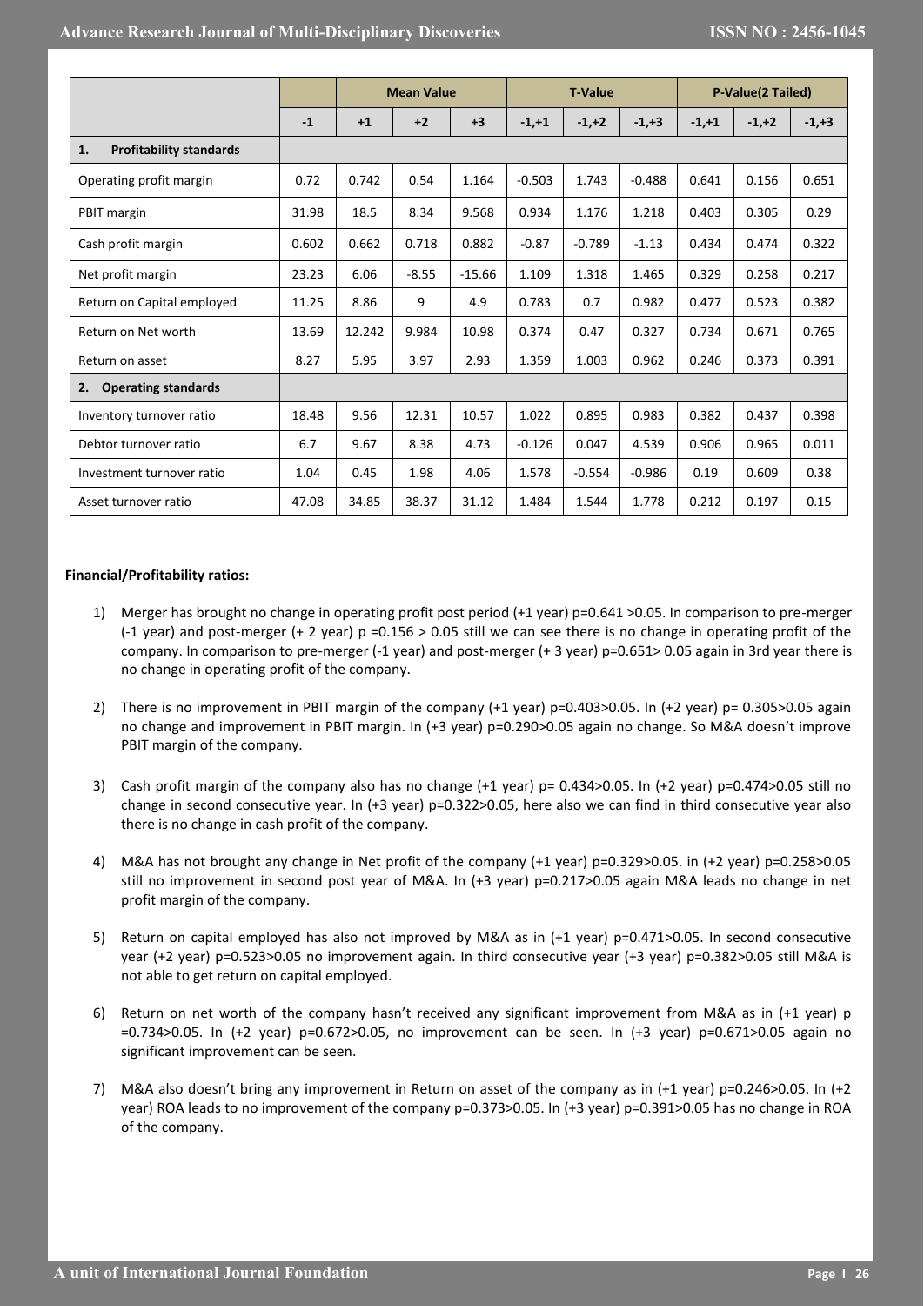| | | Mean Value | | | T-Value | | | P-Value(2 Tailed) | | |
|---|---|---|---|---|---|---|---|---|---|---|
| | -1 | +1 | +2 | +3 | -1,+1 | -1,+2 | -1,+3 | -1,+1 | -1,+2 | -1,+3 |
| **1. Profitability standards** | | | | | | | | | | |
| Operating profit margin | 0.72 | 0.742 | 0.54 | 1.164 | -0.503 | 1.743 | -0.488 | 0.641 | 0.156 | 0.651 |
| PBIT margin | 31.98 | 18.5 | 8.34 | 9.568 | 0.934 | 1.176 | 1.218 | 0.403 | 0.305 | 0.29 |
| Cash profit margin | 0.602 | 0.662 | 0.718 | 0.882 | -0.87 | -0.789 | -1.13 | 0.434 | 0.474 | 0.322 |
| Net profit margin | 23.23 | 6.06 | -8.55 | -15.66 | 1.109 | 1.318 | 1.465 | 0.329 | 0.258 | 0.217 |
| Return on Capital employed | 11.25 | 8.86 | 9 | 4.9 | 0.783 | 0.7 | 0.982 | 0.477 | 0.523 | 0.382 |
| Return on Net worth | 13.69 | 12.242 | 9.984 | 10.98 | 0.374 | 0.47 | 0.327 | 0.734 | 0.671 | 0.765 |
| Return on asset | 8.27 | 5.95 | 3.97 | 2.93 | 1.359 | 1.003 | 0.962 | 0.246 | 0.373 | 0.391 |
| **2. Operating standards** | | | | | | | | | | |
| Inventory turnover ratio | 18.48 | 9.56 | 12.31 | 10.57 | 1.022 | 0.895 | 0.983 | 0.382 | 0.437 | 0.398 |
| Debtor turnover ratio | 6.7 | 9.67 | 8.38 | 4.73 | -0.126 | 0.047 | 4.539 | 0.906 | 0.965 | 0.011 |
| Investment turnover ratio | 1.04 | 0.45 | 1.98 | 4.06 | 1.578 | -0.554 | -0.986 | 0.19 | 0.609 | 0.38 |
| Asset turnover ratio | 47.08 | 34.85 | 38.37 | 31.12 | 1.484 | 1.544 | 1.778 | 0.212 | 0.197 | 0.15 |

**Financial/Profitability ratios:**

1) Merger has brought no change in operating profit post period (+1 year) p=0.641 >0.05. In comparison to pre-merger (-1 year) and post-merger (+ 2 year) p =0.156 > 0.05 still we can see there is no change in operating profit of the company. In comparison to pre-merger (-1 year) and post-merger (+ 3 year) p=0.651> 0.05 again in 3rd year there is no change in operating profit of the company.

2) There is no improvement in PBIT margin of the company (+1 year) p=0.403>0.05. In (+2 year) p= 0.305>0.05 again no change and improvement in PBIT margin. In (+3 year) p=0.290>0.05 again no change. So M&A doesn't improve PBIT margin of the company.

3) Cash profit margin of the company also has no change (+1 year) p= 0.434>0.05. In (+2 year) p=0.474>0.05 still no change in second consecutive year. In (+3 year) p=0.322>0.05, here also we can find in third consecutive year also there is no change in cash profit of the company.

4) M&A has not brought any change in Net profit of the company (+1 year) p=0.329>0.05. in (+2 year) p=0.258>0.05 still no improvement in second post year of M&A. In (+3 year) p=0.217>0.05 again M&A leads no change in net profit margin of the company.

5) Return on capital employed has also not improved by M&A as in (+1 year) p=0.471>0.05. In second consecutive year (+2 year) p=0.523>0.05 no improvement again. In third consecutive year (+3 year) p=0.382>0.05 still M&A is not able to get return on capital employed.

6) Return on net worth of the company hasn't received any significant improvement from M&A as in (+1 year) p =0.734>0.05. In (+2 year) p=0.672>0.05, no improvement can be seen. In (+3 year) p=0.671>0.05 again no significant improvement can be seen.

7) M&A also doesn't bring any improvement in Return on asset of the company as in (+1 year) p=0.246>0.05. In (+2 year) ROA leads to no improvement of the company p=0.373>0.05. In (+3 year) p=0.391>0.05 has no change in ROA of the company.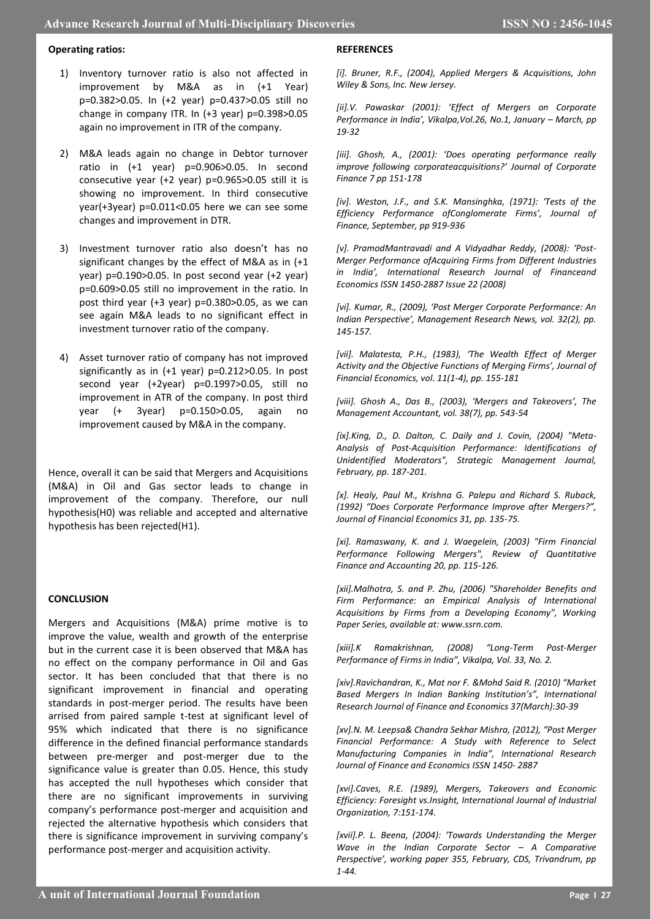**Operating ratios:**

1) Inventory turnover ratio is also not affected in improvement by M&A as in (+1 Year) $p=0.382>0.05$. In (+2 year) $p=0.437>0.05$ still no change in company ITR. In (+3 year) $p=0.398>0.05$ again no improvement in ITR of the company.

2) M&A leads again no change in Debtor turnover ratio in (+1 year) $p=0.906>0.05$. In second consecutive year (+2 year) $p=0.965>0.05$ still it is showing no improvement. In third consecutive year(+3year) $p=0.011<0.05$ here we can see some changes and improvement in DTR.

3) Investment turnover ratio also doesn't has no significant changes by the effect of M&A as in (+1 year) $p=0.190>0.05$. In post second year (+2 year) $p=0.609>0.05$ still no improvement in the ratio. In post third year (+3 year) $p=0.380>0.05$, as we can see again M&A leads to no significant effect in investment turnover ratio of the company.

4) Asset turnover ratio of company has not improved significantly as in (+1 year) $p=0.212>0.05$. In post second year (+2year) $p=0.1997>0.05$, still no improvement in ATR of the company. In post third year (+ 3year) $p=0.150>0.05$, again no improvement caused by M&A in the company.

Hence, overall it can be said that Mergers and Acquisitions (M&A) in Oil and Gas sector leads to change in improvement of the company. Therefore, our null hypothesis(H0) was reliable and accepted and alternative hypothesis has been rejected(H1).

**CONCLUSION**

Mergers and Acquisitions (M&A) prime motive is to improve the value, wealth and growth of the enterprise but in the current case it is been observed that M&A has no effect on the company performance in Oil and Gas sector. It has been concluded that that there is no significant improvement in financial and operating standards in post-merger period. The results have been arrised from paired sample t-test at significant level of 95% which indicated that there is no significance difference in the defined financial performance standards between pre-merger and post-merger due to the significance value is greater than 0.05. Hence, this study has accepted the null hypotheses which consider that there are no significant improvements in surviving company's performance post-merger and acquisition and rejected the alternative hypothesis which considers that there is significance improvement in surviving company's performance post-merger and acquisition activity.

**REFERENCES**

*[i]. Bruner, R.F., (2004), Applied Mergers & Acquisitions, John Wiley & Sons, Inc. New Jersey.*

*[ii].V. Pawaskar (2001): 'Effect of Mergers on Corporate Performance in India', Vikalpa,Vol.26, No.1, January – March, pp 19-32*

*[iii]. Ghosh, A., (2001): 'Does operating performance really improve following corporateacquisitions?' Journal of Corporate Finance 7 pp 151-178*

*[iv]. Weston, J.F., and S.K. Mansinghka, (1971): 'Tests of the Efficiency Performance ofConglomerate Firms', Journal of Finance, September, pp 919-936*

*[v]. PramodMantravadi and A Vidyadhar Reddy, (2008): 'Post-Merger Performance ofAcquiring Firms from Different Industries in India', International Research Journal of Financeand Economics ISSN 1450-2887 Issue 22 (2008)*

*[vi]. Kumar, R., (2009), 'Post Merger Corporate Performance: An Indian Perspective', Management Research News, vol. 32(2), pp. 145-157.*

*[vii]. Malatesta, P.H., (1983), 'The Wealth Effect of Merger Activity and the Objective Functions of Merging Firms', Journal of Financial Economics, vol. 11(1-4), pp. 155-181*

*[viii]. Ghosh A., Das B., (2003), 'Mergers and Takeovers', The Management Accountant, vol. 38(7), pp. 543-54*

*[ix].King, D., D. Dalton, C. Daily and J. Covin, (2004) "Meta-Analysis of Post-Acquisition Performance: Identifications of Unidentified Moderators", Strategic Management Journal, February, pp. 187-201.*

*[x]. Healy, Paul M., Krishna G. Palepu and Richard S. Ruback, (1992) "Does Corporate Performance Improve after Mergers?", Journal of Financial Economics 31, pp. 135-75.*

*[xi]. Ramaswany, K. and J. Waegelein, (2003) "Firm Financial Performance Following Mergers", Review of Quantitative Finance and Accounting 20, pp. 115-126.*

*[xii].Malhotra, S. and P. Zhu, (2006) "Shareholder Benefits and Firm Performance: an Empirical Analysis of International Acquisitions by Firms from a Developing Economy", Working Paper Series, available at: www.ssrn.com.*

*[xiii].K Ramakrishnan, (2008) "Long-Term Post-Merger Performance of Firms in India", Vikalpa, Vol. 33, No. 2.*

*[xiv].Ravichandran, K., Mat nor F. &Mohd Said R. (2010) "Market Based Mergers In Indian Banking Institution's", International Research Journal of Finance and Economics 37(March):30-39*

*[xv].N. M. Leepsa& Chandra Sekhar Mishra, (2012), "Post Merger Financial Performance: A Study with Reference to Select Manufacturing Companies in India", International Research Journal of Finance and Economics ISSN 1450- 2887*

*[xvi].Caves, R.E. (1989), Mergers, Takeovers and Economic Efficiency: Foresight vs.Insight, International Journal of Industrial Organization, 7:151-174.*

*[xvii].P. L. Beena, (2004): 'Towards Understanding the Merger Wave in the Indian Corporate Sector – A Comparative Perspective', working paper 355, February, CDS, Trivandrum, pp 1-44.*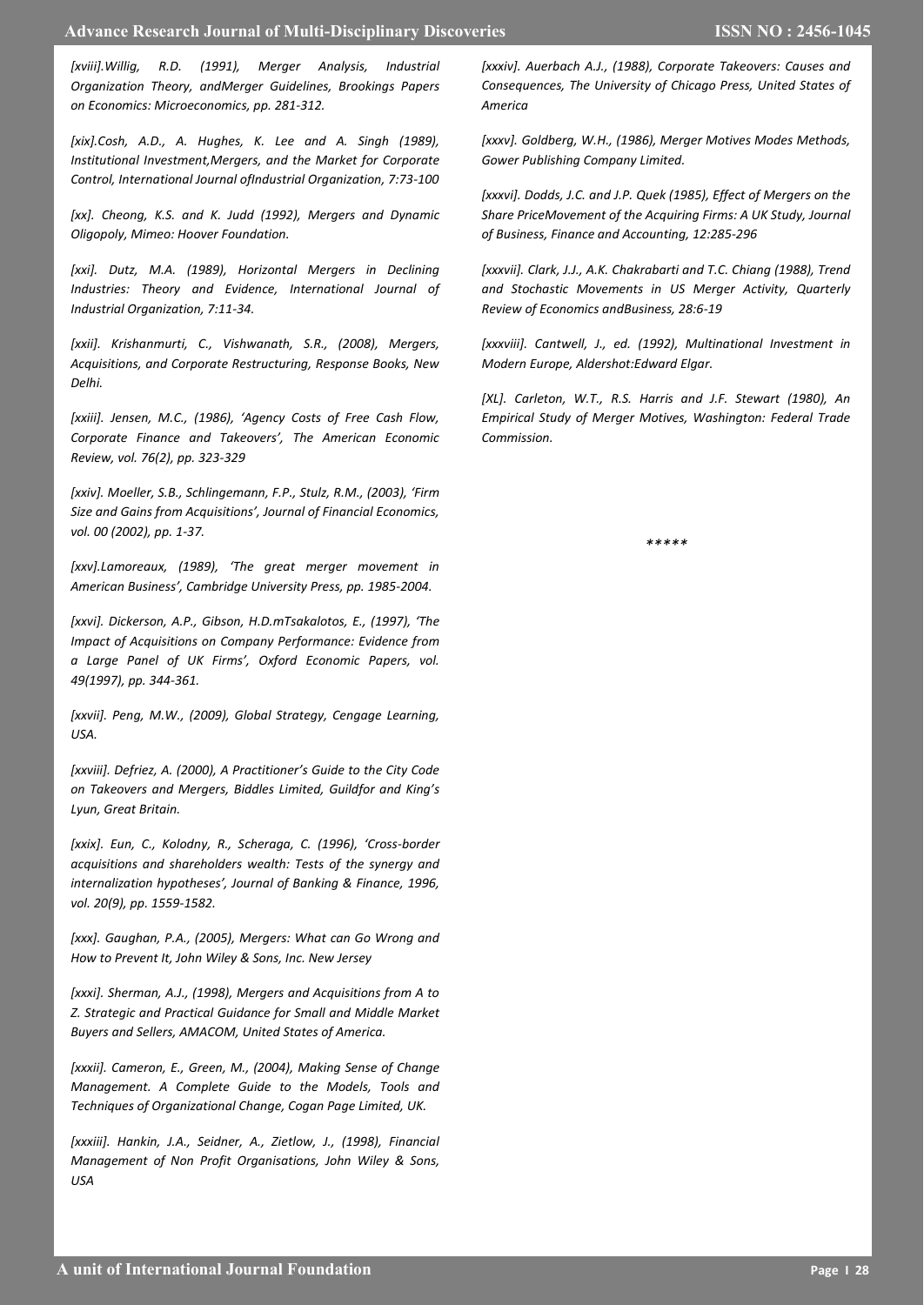*[xviii].Willig, R.D. (1991), Merger Analysis, Industrial Organization Theory, andMerger Guidelines, Brookings Papers on Economics: Microeconomics, pp. 281-312.*

*[xix].Cosh, A.D., A. Hughes, K. Lee and A. Singh (1989), Institutional Investment,Mergers, and the Market for Corporate Control, International Journal ofIndustrial Organization, 7:73-100*

*[xx]. Cheong, K.S. and K. Judd (1992), Mergers and Dynamic Oligopoly, Mimeo: Hoover Foundation.*

*[xxi]. Dutz, M.A. (1989), Horizontal Mergers in Declining Industries: Theory and Evidence, International Journal of Industrial Organization, 7:11-34.*

*[xxii]. Krishanmurti, C., Vishwanath, S.R., (2008), Mergers, Acquisitions, and Corporate Restructuring, Response Books, New Delhi.*

*[xxiii]. Jensen, M.C., (1986), 'Agency Costs of Free Cash Flow, Corporate Finance and Takeovers', The American Economic Review, vol. 76(2), pp. 323-329*

*[xxiv]. Moeller, S.B., Schlingemann, F.P., Stulz, R.M., (2003), 'Firm Size and Gains from Acquisitions', Journal of Financial Economics, vol. 00 (2002), pp. 1-37.*

*[xxv].Lamoreaux, (1989), 'The great merger movement in American Business', Cambridge University Press, pp. 1985-2004.*

*[xxvi]. Dickerson, A.P., Gibson, H.D.mTsakalotos, E., (1997), 'The Impact of Acquisitions on Company Performance: Evidence from a Large Panel of UK Firms', Oxford Economic Papers, vol. 49(1997), pp. 344-361.*

*[xxvii]. Peng, M.W., (2009), Global Strategy, Cengage Learning, USA.*

*[xxviii]. Defriez, A. (2000), A Practitioner's Guide to the City Code on Takeovers and Mergers, Biddles Limited, Guildfor and King's Lyun, Great Britain.*

*[xxix]. Eun, C., Kolodny, R., Scheraga, C. (1996), 'Cross-border acquisitions and shareholders wealth: Tests of the synergy and internalization hypotheses', Journal of Banking & Finance, 1996, vol. 20(9), pp. 1559-1582.*

*[xxx]. Gaughan, P.A., (2005), Mergers: What can Go Wrong and How to Prevent It, John Wiley & Sons, Inc. New Jersey*

*[xxxi]. Sherman, A.J., (1998), Mergers and Acquisitions from A to Z. Strategic and Practical Guidance for Small and Middle Market Buyers and Sellers, AMACOM, United States of America.*

*[xxxii]. Cameron, E., Green, M., (2004), Making Sense of Change Management. A Complete Guide to the Models, Tools and Techniques of Organizational Change, Cogan Page Limited, UK.*

*[xxxiii]. Hankin, J.A., Seidner, A., Zietlow, J., (1998), Financial Management of Non Profit Organisations, John Wiley & Sons, USA*

*[xxxiv]. Auerbach A.J., (1988), Corporate Takeovers: Causes and Consequences, The University of Chicago Press, United States of America*

*[xxxv]. Goldberg, W.H., (1986), Merger Motives Modes Methods, Gower Publishing Company Limited.*

*[xxxvi]. Dodds, J.C. and J.P. Quek (1985), Effect of Mergers on the Share PriceMovement of the Acquiring Firms: A UK Study, Journal of Business, Finance and Accounting, 12:285-296*

*[xxxvii]. Clark, J.J., A.K. Chakrabarti and T.C. Chiang (1988), Trend and Stochastic Movements in US Merger Activity, Quarterly Review of Economics andBusiness, 28:6-19*

*[xxxviii]. Cantwell, J., ed. (1992), Multinational Investment in Modern Europe, Aldershot:Edward Elgar.*

*[XL]. Carleton, W.T., R.S. Harris and J.F. Stewart (1980), An Empirical Study of Merger Motives, Washington: Federal Trade Commission.*

*****